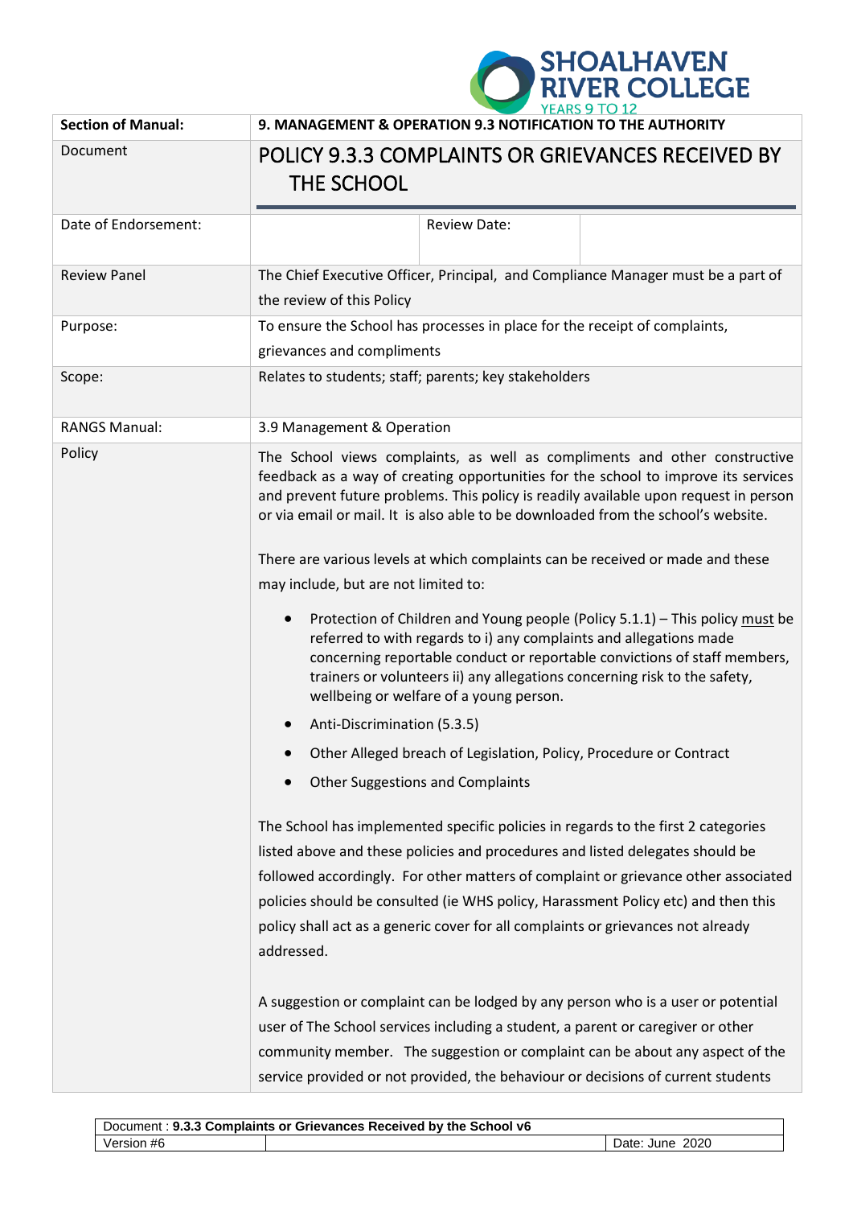SHOALHAVEN RIVER COLLEGE
YEARS 9 TO 12

| **Section of Manual:** | **9. MANAGEMENT & OPERATION 9.3 NOTIFICATION TO THE AUTHORITY** | | |
|---|---|---|---|
| Document | POLICY 9.3.3 COMPLAINTS OR GRIEVANCES RECEIVED BY THE SCHOOL | | |
| Date of Endorsement: | | Review Date: | |
| Review Panel | The Chief Executive Officer, Principal, and Compliance Manager must be a part of the review of this Policy | | |
| Purpose: | To ensure the School has processes in place for the receipt of complaints, grievances and compliments | | |
| Scope: | Relates to students; staff; parents; key stakeholders | | |
| RANGS Manual: | 3.9 Management & Operation | | |
| Policy | The School views complaints, as well as compliments and other constructive feedback as a way of creating opportunities for the school to improve its services and prevent future problems. This policy is readily available upon request in person or via email or mail. It is also able to be downloaded from the school's website.<br><br>There are various levels at which complaints can be received or made and these may include, but are not limited to:<br><br>• Protection of Children and Young people (Policy 5.1.1) – This policy <u>must</u> be referred to with regards to i) any complaints and allegations made concerning reportable conduct or reportable convictions of staff members, trainers or volunteers ii) any allegations concerning risk to the safety, wellbeing or welfare of a young person.<br>• Anti-Discrimination (5.3.5)<br>• Other Alleged breach of Legislation, Policy, Procedure or Contract<br>• Other Suggestions and Complaints<br><br>The School has implemented specific policies in regards to the first 2 categories listed above and these policies and procedures and listed delegates should be followed accordingly. For other matters of complaint or grievance other associated policies should be consulted (ie WHS policy, Harassment Policy etc) and then this policy shall act as a generic cover for all complaints or grievances not already addressed.<br><br>A suggestion or complaint can be lodged by any person who is a user or potential user of The School services including a student, a parent or caregiver or other community member. The suggestion or complaint can be about any aspect of the service provided or not provided, the behaviour or decisions of current students | | |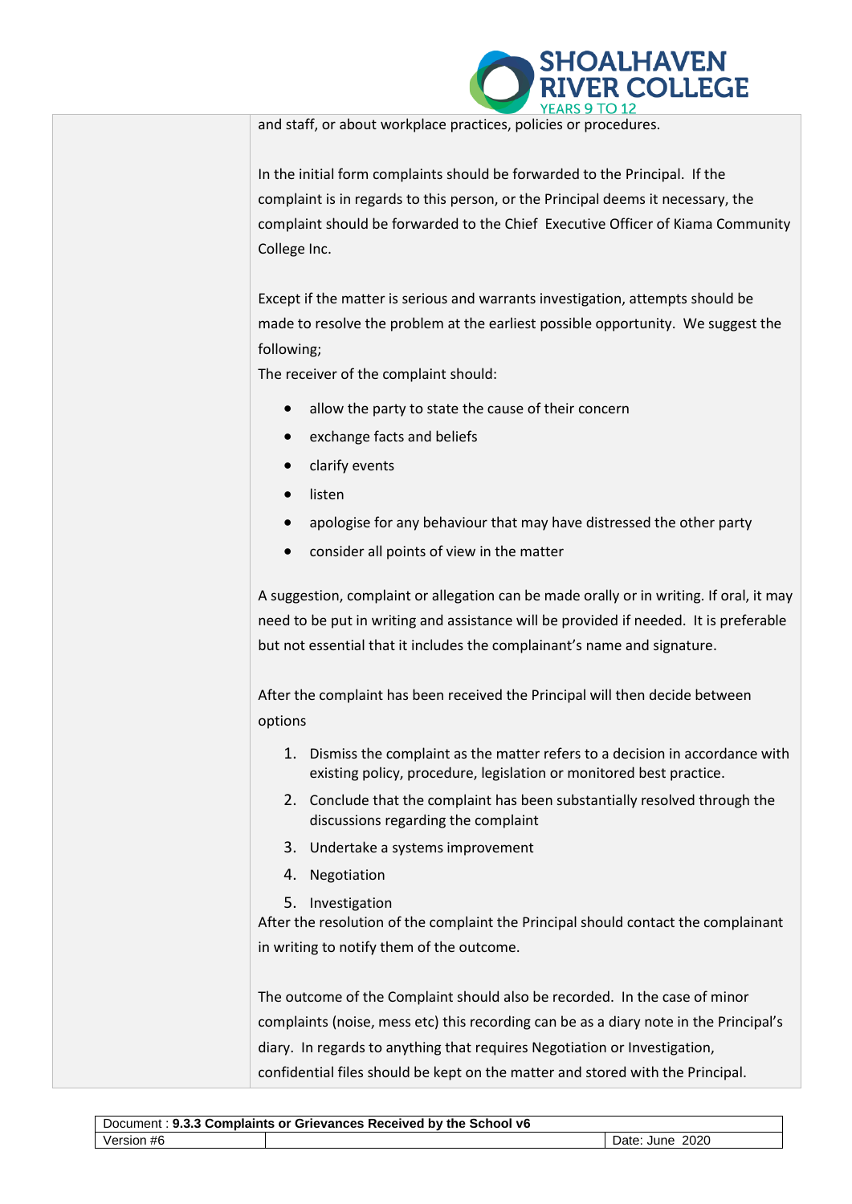and staff, or about workplace practices, policies or procedures.

In the initial form complaints should be forwarded to the Principal. If the complaint is in regards to this person, or the Principal deems it necessary, the complaint should be forwarded to the Chief Executive Officer of Kiama Community College Inc.

Except if the matter is serious and warrants investigation, attempts should be made to resolve the problem at the earliest possible opportunity. We suggest the following;

The receiver of the complaint should:

- allow the party to state the cause of their concern
- exchange facts and beliefs
- clarify events
- listen
- apologise for any behaviour that may have distressed the other party
- consider all points of view in the matter

A suggestion, complaint or allegation can be made orally or in writing. If oral, it may need to be put in writing and assistance will be provided if needed. It is preferable but not essential that it includes the complainant's name and signature.

After the complaint has been received the Principal will then decide between options

1. Dismiss the complaint as the matter refers to a decision in accordance with existing policy, procedure, legislation or monitored best practice.
2. Conclude that the complaint has been substantially resolved through the discussions regarding the complaint
3. Undertake a systems improvement
4. Negotiation
5. Investigation

After the resolution of the complaint the Principal should contact the complainant in writing to notify them of the outcome.

The outcome of the Complaint should also be recorded. In the case of minor complaints (noise, mess etc) this recording can be as a diary note in the Principal's diary. In regards to anything that requires Negotiation or Investigation, confidential files should be kept on the matter and stored with the Principal.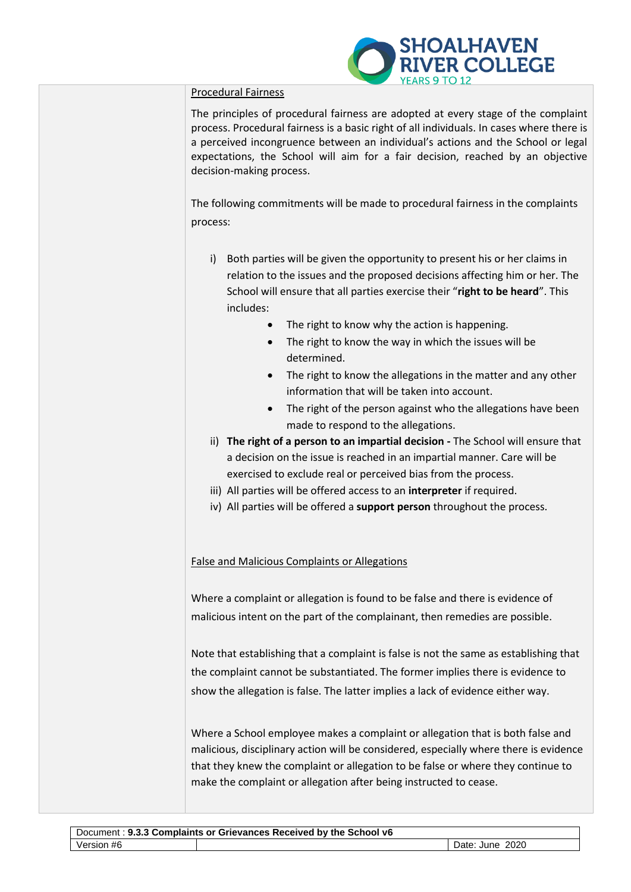Procedural Fairness

The principles of procedural fairness are adopted at every stage of the complaint process. Procedural fairness is a basic right of all individuals. In cases where there is a perceived incongruence between an individual's actions and the School or legal expectations, the School will aim for a fair decision, reached by an objective decision-making process.

The following commitments will be made to procedural fairness in the complaints process:

i) Both parties will be given the opportunity to present his or her claims in relation to the issues and the proposed decisions affecting him or her. The School will ensure that all parties exercise their "**right to be heard**". This includes:
   - The right to know why the action is happening.
   - The right to know the way in which the issues will be determined.
   - The right to know the allegations in the matter and any other information that will be taken into account.
   - The right of the person against who the allegations have been made to respond to the allegations.

ii) **The right of a person to an impartial decision -** The School will ensure that a decision on the issue is reached in an impartial manner. Care will be exercised to exclude real or perceived bias from the process.

iii) All parties will be offered access to an **interpreter** if required.

iv) All parties will be offered a **support person** throughout the process.

False and Malicious Complaints or Allegations

Where a complaint or allegation is found to be false and there is evidence of malicious intent on the part of the complainant, then remedies are possible.

Note that establishing that a complaint is false is not the same as establishing that the complaint cannot be substantiated. The former implies there is evidence to show the allegation is false. The latter implies a lack of evidence either way.

Where a School employee makes a complaint or allegation that is both false and malicious, disciplinary action will be considered, especially where there is evidence that they knew the complaint or allegation to be false or where they continue to make the complaint or allegation after being instructed to cease.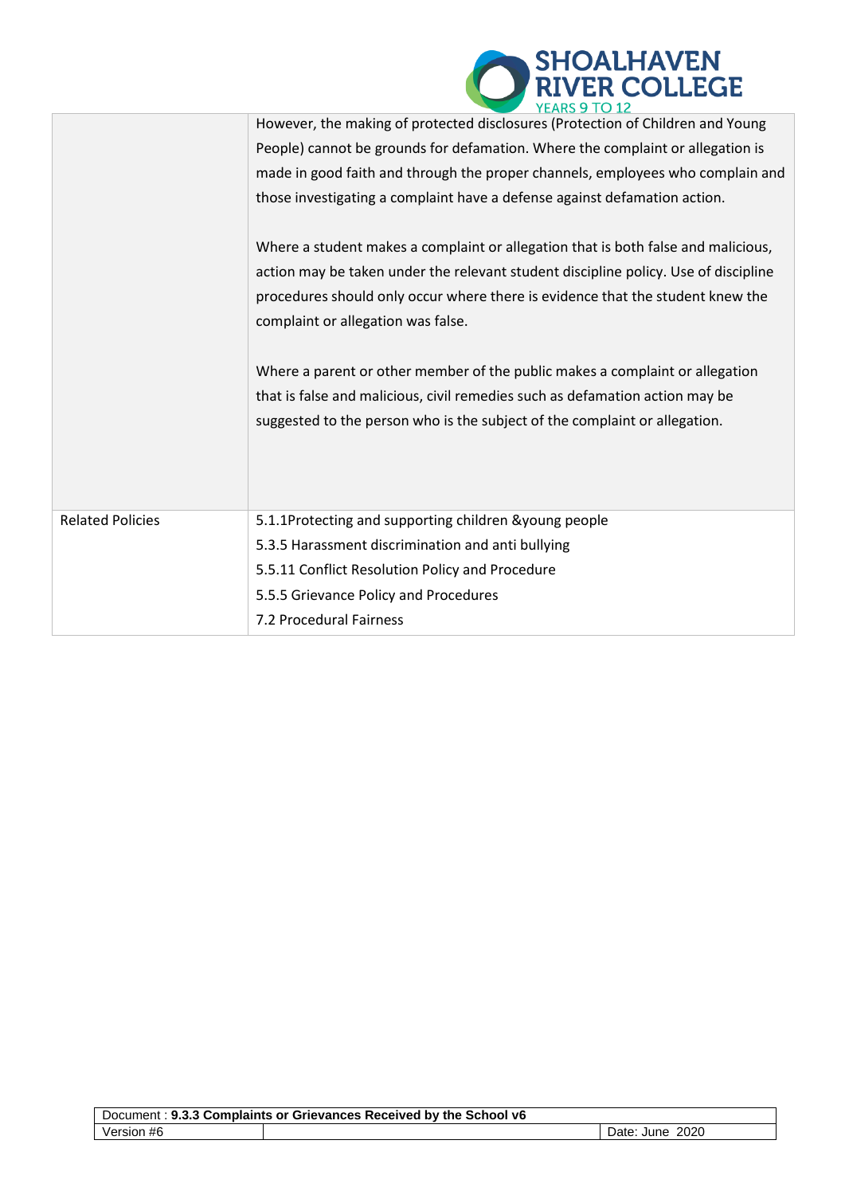| | |
|---|---|
| | However, the making of protected disclosures (Protection of Children and Young People) cannot be grounds for defamation. Where the complaint or allegation is made in good faith and through the proper channels, employees who complain and those investigating a complaint have a defense against defamation action.<br><br>Where a student makes a complaint or allegation that is both false and malicious, action may be taken under the relevant student discipline policy. Use of discipline procedures should only occur where there is evidence that the student knew the complaint or allegation was false.<br><br>Where a parent or other member of the public makes a complaint or allegation that is false and malicious, civil remedies such as defamation action may be suggested to the person who is the subject of the complaint or allegation. |
| Related Policies | 5.1.1Protecting and supporting children &young people<br>5.3.5 Harassment discrimination and anti bullying<br>5.5.11 Conflict Resolution Policy and Procedure<br>5.5.5 Grievance Policy and Procedures<br>7.2 Procedural Fairness |